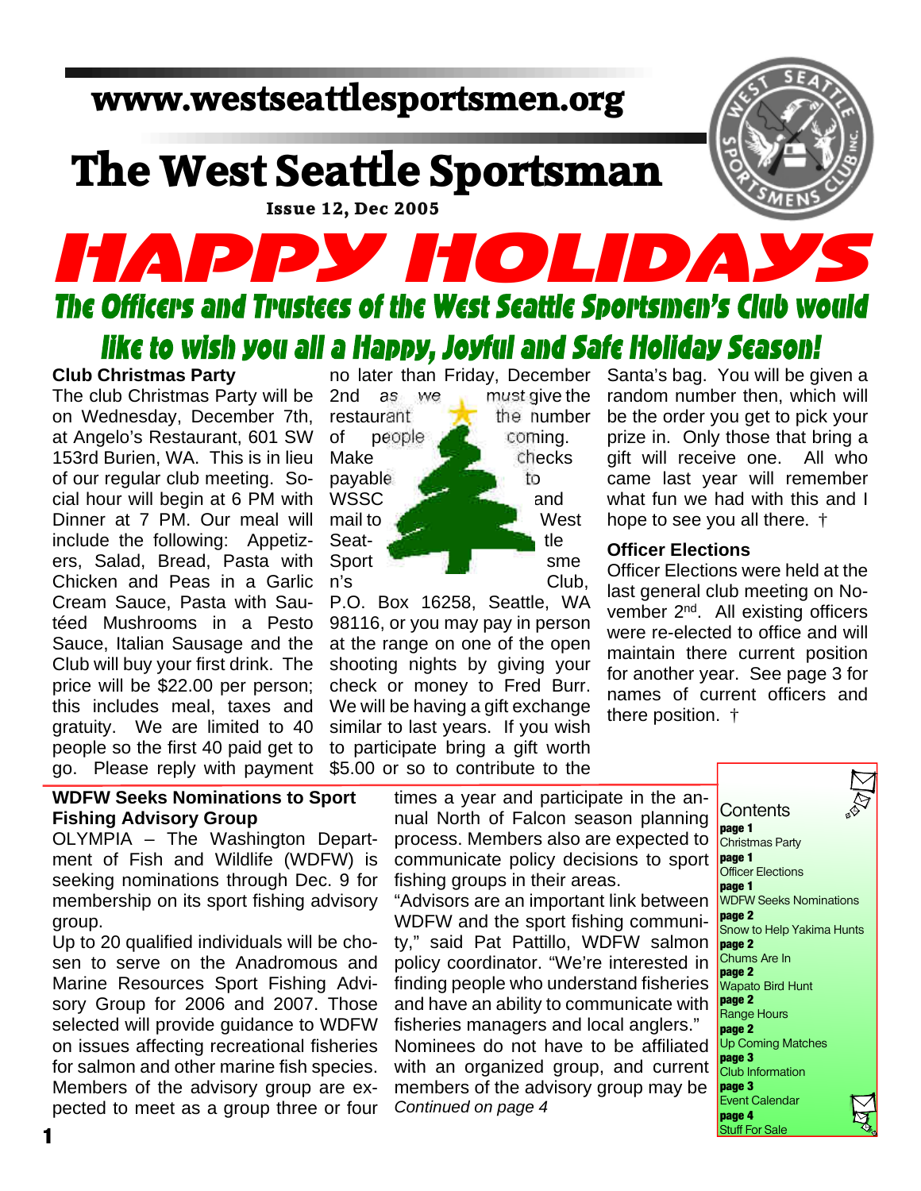www.westseattlesportsmen.org

# The West Seattle Sportsman

**Issue 12, Dec 2005**

# HAPPY HOLIDAYS

## The Officers and Trustees of the West Seattle Sportsmen's Club would like to wish you all a Happy, Joyful and Safe Holiday Season!

### Club Christmas Party

The club Christmas Party will be on Wednesday, December 7th, at Angelo's Restaurant, 601 SW 153rd Burien, WA. This is in lieu of our regular club meeting. Social hour will begin at 6 PM with Dinner at 7 PM. Our meal will include the following: Appetizers, Salad, Bread, Pasta with Chicken and Peas in a Garlic Cream Sauce, Pasta with Sautéed Mushrooms in a Pesto Sauce, Italian Sausage and the Club will buy your first drink. The price will be $22.00 per person; this includes meal, taxes and gratuity. We are limited to 40 people so the first 40 paid get to go. Please reply with payment no later than Friday, December 2nd as we must give the restaurant the number of people coming. Make checks payable to WSSC and mail to West Seattle Sportsmen's Club, P.O. Box 16258, Seattle, WA 98116, or you may pay in person at the range on one of the open shooting nights by giving your check or money to Fred Burr. We will be having a gift exchange similar to last years. If you wish to participate bring a gift worth $5.00 or so to contribute to the Santa's bag. You will be given a random number then, which will be the order you get to pick your prize in. Only those that bring a gift will receive one. All who came last year will remember what fun we had with this and I hope to see you all there. †

### Officer Elections

Officer Elections were held at the last general club meeting on November 2nd. All existing officers were re-elected to office and will maintain there current position for another year. See page 3 for names of current officers and there position. †

### WDFW Seeks Nominations to Sport Fishing Advisory Group

OLYMPIA – The Washington Department of Fish and Wildlife (WDFW) is seeking nominations through Dec. 9 for membership on its sport fishing advisory group.

Up to 20 qualified individuals will be chosen to serve on the Anadromous and Marine Resources Sport Fishing Advisory Group for 2006 and 2007. Those selected will provide guidance to WDFW on issues affecting recreational fisheries for salmon and other marine fish species. Members of the advisory group are expected to meet as a group three or four times a year and participate in the annual North of Falcon season planning process. Members also are expected to communicate policy decisions to sport fishing groups in their areas.

"Advisors are an important link between WDFW and the sport fishing community," said Pat Pattillo, WDFW salmon policy coordinator. "We're interested in finding people who understand fisheries and have an ability to communicate with fisheries managers and local anglers."

Nominees do not have to be affiliated with an organized group, and current members of the advisory group may be

*Continued on page 4*

### Contents

| | |
|---|---|
| **page 1** | Christmas Party |
| **page 1** | Officer Elections |
| **page 1** | WDFW Seeks Nominations |
| **page 2** | Snow to Help Yakima Hunts |
| **page 2** | Chums Are In |
| **page 2** | Wapato Bird Hunt |
| **page 2** | Range Hours |
| **page 2** | Up Coming Matches |
| **page 3** | Club Information |
| **page 3** | Event Calendar |
| **page 4** | Stuff For Sale |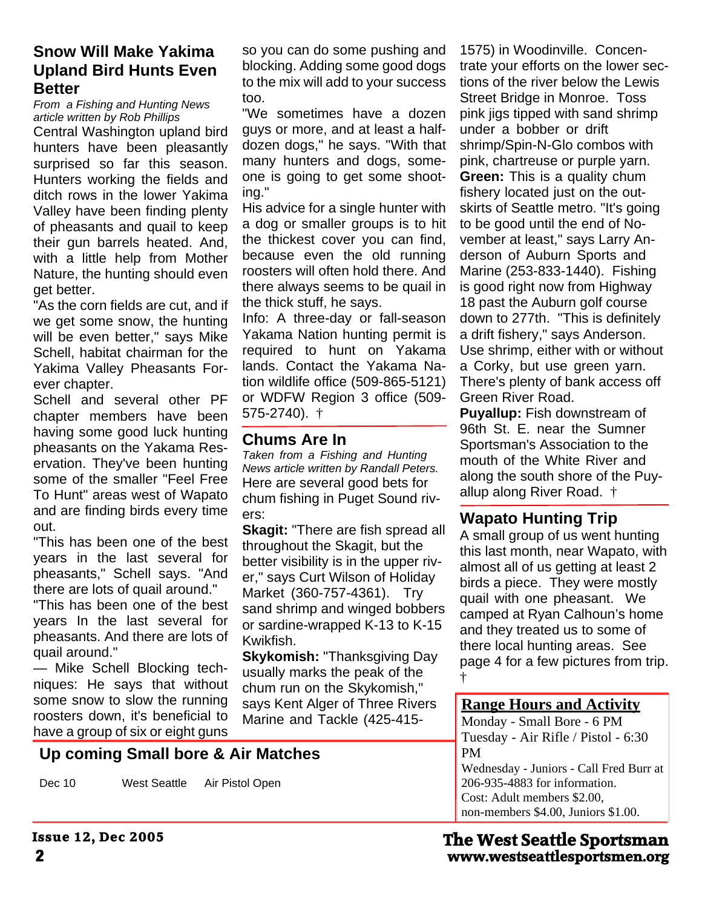## Snow Will Make Yakima Upland Bird Hunts Even Better

*From a Fishing and Hunting News article written by Rob Phillips*

Central Washington upland bird hunters have been pleasantly surprised so far this season. Hunters working the fields and ditch rows in the lower Yakima Valley have been finding plenty of pheasants and quail to keep their gun barrels heated. And, with a little help from Mother Nature, the hunting should even get better.

"As the corn fields are cut, and if we get some snow, the hunting will be even better," says Mike Schell, habitat chairman for the Yakima Valley Pheasants Forever chapter.

Schell and several other PF chapter members have been having some good luck hunting pheasants on the Yakama Reservation. They've been hunting some of the smaller "Feel Free To Hunt" areas west of Wapato and are finding birds every time out.

"This has been one of the best years in the last several for pheasants," Schell says. "And there are lots of quail around."

"This has been one of the best years In the last several for pheasants. And there are lots of quail around."

— Mike Schell Blocking techniques: He says that without some snow to slow the running roosters down, it's beneficial to have a group of six or eight guns so you can do some pushing and blocking. Adding some good dogs to the mix will add to your success too.

"We sometimes have a dozen guys or more, and at least a half-dozen dogs," he says. "With that many hunters and dogs, someone is going to get some shooting."

His advice for a single hunter with a dog or smaller groups is to hit the thickest cover you can find, because even the old running roosters will often hold there. And there always seems to be quail in the thick stuff, he says.

Info: A three-day or fall-season Yakama Nation hunting permit is required to hunt on Yakama lands. Contact the Yakama Nation wildlife office (509-865-5121) or WDFW Region 3 office (509-575-2740). †

## Chums Are In

*Taken from a Fishing and Hunting News article written by Randall Peters.*

Here are several good bets for chum fishing in Puget Sound rivers:

**Skagit:** "There are fish spread all throughout the Skagit, but the better visibility is in the upper river," says Curt Wilson of Holiday Market (360-757-4361). Try sand shrimp and winged bobbers or sardine-wrapped K-13 to K-15 Kwikfish.

**Skykomish:** "Thanksgiving Day usually marks the peak of the chum run on the Skykomish," says Kent Alger of Three Rivers Marine and Tackle (425-415-1575) in Woodinville. Concentrate your efforts on the lower sections of the river below the Lewis Street Bridge in Monroe. Toss pink jigs tipped with sand shrimp under a bobber or drift shrimp/Spin-N-Glo combos with pink, chartreuse or purple yarn.

**Green:** This is a quality chum fishery located just on the outskirts of Seattle metro. "It's going to be good until the end of November at least," says Larry Anderson of Auburn Sports and Marine (253-833-1440). Fishing is good right now from Highway 18 past the Auburn golf course down to 277th. "This is definitely a drift fishery," says Anderson. Use shrimp, either with or without a Corky, but use green yarn. There's plenty of bank access off Green River Road.

**Puyallup:** Fish downstream of 96th St. E. near the Sumner Sportsman's Association to the mouth of the White River and along the south shore of the Puyallup along River Road. †

## Wapato Hunting Trip

A small group of us went hunting this last month, near Wapato, with almost all of us getting at least 2 birds a piece. They were mostly quail with one pheasant. We camped at Ryan Calhoun's home and they treated us to some of there local hunting areas. See page 4 for a few pictures from trip. †

## Up coming Small bore & Air Matches

| | | |
|---|---|---|
| Dec 10 | West Seattle | Air Pistol Open |

## Range Hours and Activity

Monday - Small Bore - 6 PM
Tuesday - Air Rifle / Pistol - 6:30 PM
Wednesday - Juniors - Call Fred Burr at 206-935-4883 for information.
Cost: Adult members $2.00, non-members $4.00, Juniors $1.00.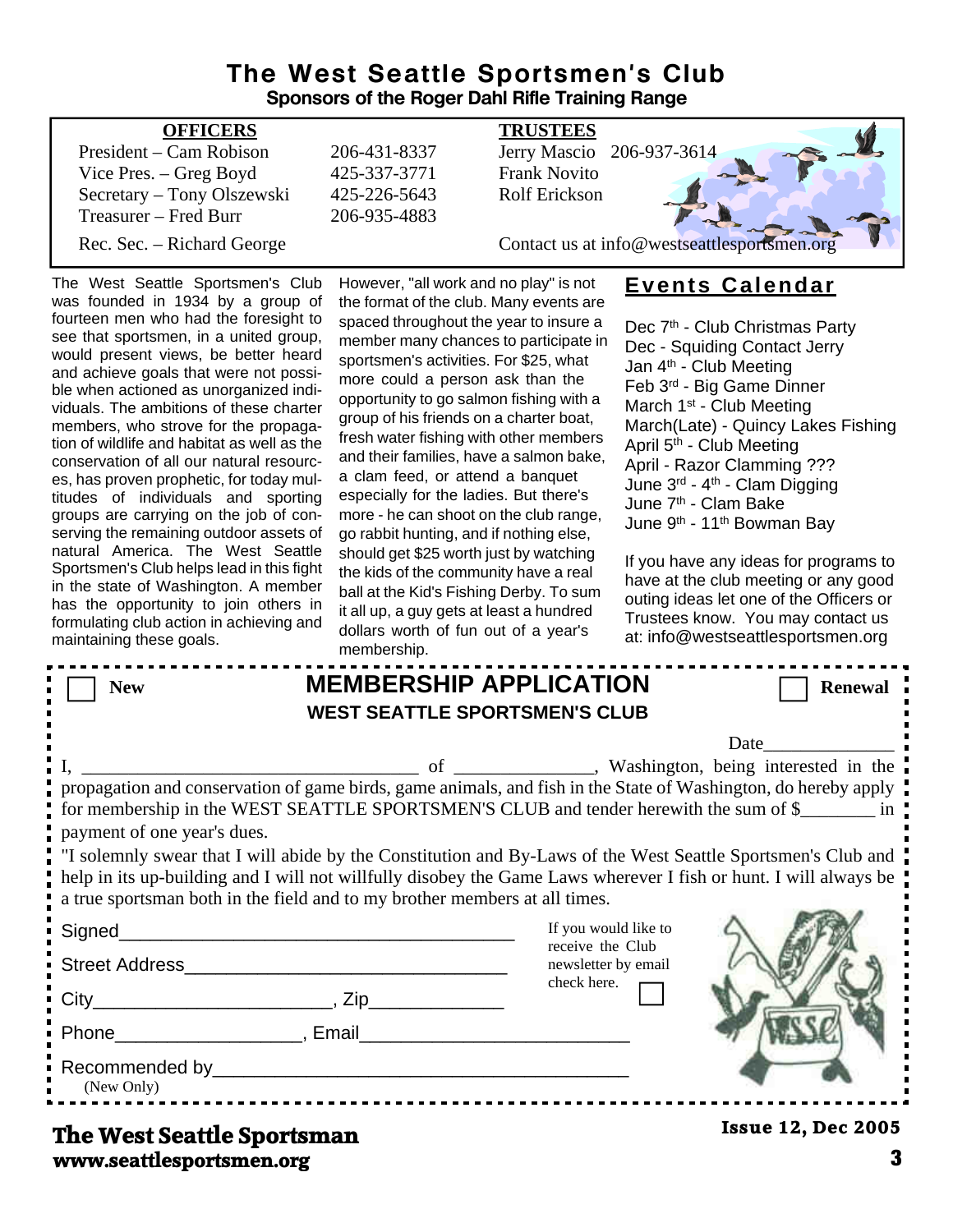# The West Seattle Sportsmen's Club

**Sponsors of the Roger Dahl Rifle Training Range**

| OFFICERS | | TRUSTEES | |
|---|---|---|---|
| President – Cam Robison | 206-431-8337 | Jerry Mascio | 206-937-3614 |
| Vice Pres. – Greg Boyd | 425-337-3771 | Frank Novito | |
| Secretary – Tony Olszewski | 425-226-5643 | Rolf Erickson | |
| Treasurer – Fred Burr | 206-935-4883 | | |
| Rec. Sec. – Richard George | | Contact us at info@westseattlesportsmen.org | |

The West Seattle Sportsmen's Club was founded in 1934 by a group of fourteen men who had the foresight to see that sportsmen, in a united group, would present views, be better heard and achieve goals that were not possible when actioned as unorganized individuals. The ambitions of these charter members, who strove for the propagation of wildlife and habitat as well as the conservation of all our natural resources, has proven prophetic, for today multitudes of individuals and sporting groups are carrying on the job of conserving the remaining outdoor assets of natural America. The West Seattle Sportsmen's Club helps lead in this fight in the state of Washington. A member has the opportunity to join others in formulating club action in achieving and maintaining these goals.

However, "all work and no play" is not the format of the club. Many events are spaced throughout the year to insure a member many chances to participate in sportsmen's activities. For $25, what more could a person ask than the opportunity to go salmon fishing with a group of his friends on a charter boat, fresh water fishing with other members and their families, have a salmon bake, a clam feed, or attend a banquet especially for the ladies. But there's more - he can shoot on the club range, go rabbit hunting, and if nothing else, should get $25 worth just by watching the kids of the community have a real ball at the Kid's Fishing Derby. To sum it all up, a guy gets at least a hundred dollars worth of fun out of a year's membership.

## Events Calendar

Dec 7th - Club Christmas Party
Dec - Squiding Contact Jerry
Jan 4th - Club Meeting
Feb 3rd - Big Game Dinner
March 1st - Club Meeting
March(Late) - Quincy Lakes Fishing
April 5th - Club Meeting
April - Razor Clamming ???
June 3rd - 4th - Clam Digging
June 7th - Clam Bake
June 9th - 11th Bowman Bay

If you have any ideas for programs to have at the club meeting or any good outing ideas let one of the Officers or Trustees know. You may contact us at: info@westseattlesportsmen.org

---

☐ New

## MEMBERSHIP APPLICATION

**WEST SEATTLE SPORTSMEN'S CLUB**

☐ Renewal

Date______________

I, ____________________________________ of _______________, Washington, being interested in the propagation and conservation of game birds, game animals, and fish in the State of Washington, do hereby apply for membership in the WEST SEATTLE SPORTSMEN'S CLUB and tender herewith the sum of $________ in payment of one year's dues.

"I solemnly swear that I will abide by the Constitution and By-Laws of the West Seattle Sportsmen's Club and help in its up-building and I will not willfully disobey the Game Laws wherever I fish or hunt. I will always be a true sportsman both in the field and to my brother members at all times.

Signed_______________________________________

Street Address________________________________

City_______________________, Zip_____________

Phone__________________, Email_________________________

Recommended by_______________________________________
(New Only)

If you would like to receive the Club newsletter by email check here. ☐

**The West Seattle Sportsman**
**www.seattlesportsmen.org**

**Issue 12, Dec 2005**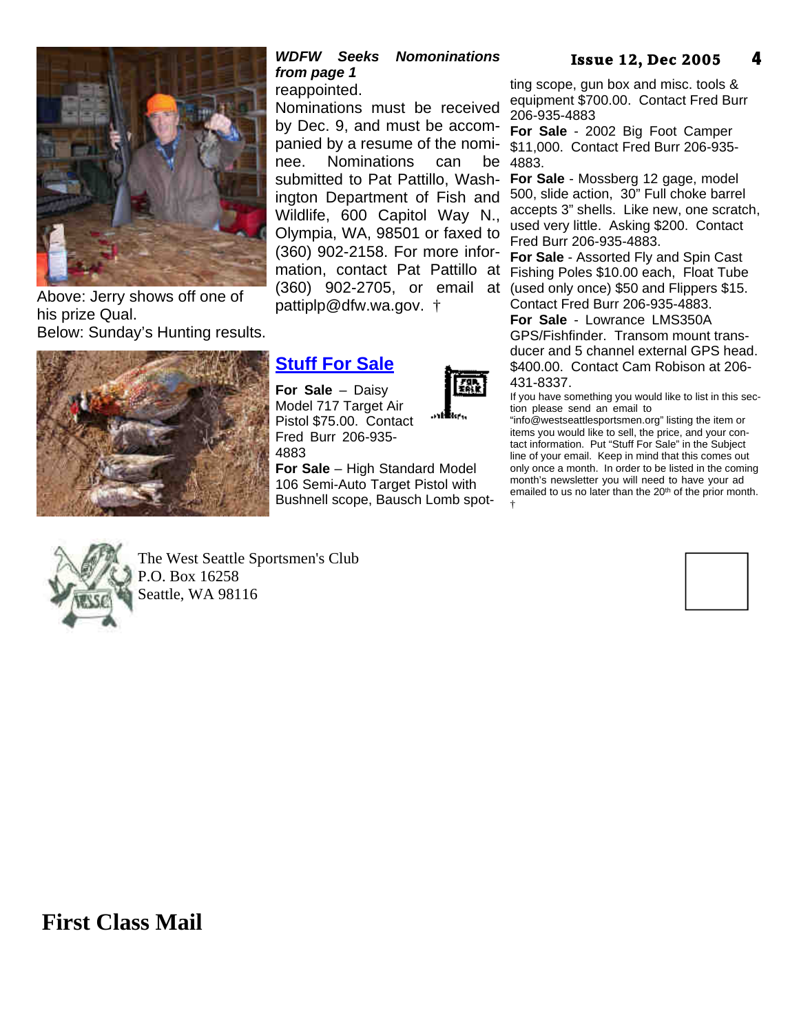Above: Jerry shows off one of his prize Qual.

Below: Sunday's Hunting results.

***WDFW Seeks Nomonimations from page 1***

reappointed.

Nominations must be received by Dec. 9, and must be accompanied by a resume of the nominee. Nominations can be submitted to Pat Pattillo, Washington Department of Fish and Wildlife, 600 Capitol Way N., Olympia, WA, 98501 or faxed to (360) 902-2158. For more information, contact Pat Pattillo at (360) 902-2705, or email at pattiplp@dfw.wa.gov. †

## Stuff For Sale

**For Sale** – Daisy Model 717 Target Air Pistol $75.00. Contact Fred Burr 206-935-4883

**For Sale** – High Standard Model 106 Semi-Auto Target Pistol with Bushnell scope, Bausch Lomb spotting scope, gun box and misc. tools & equipment $700.00. Contact Fred Burr 206-935-4883

**For Sale** - 2002 Big Foot Camper $11,000. Contact Fred Burr 206-935-4883.

**For Sale** - Mossberg 12 gage, model 500, slide action, 30" Full choke barrel accepts 3" shells. Like new, one scratch, used very little. Asking $200. Contact Fred Burr 206-935-4883.

**For Sale** - Assorted Fly and Spin Cast Fishing Poles $10.00 each, Float Tube (used only once) $50 and Flippers $15. Contact Fred Burr 206-935-4883.

**For Sale** - Lowrance LMS350A GPS/Fishfinder. Transom mount transducer and 5 channel external GPS head. $400.00. Contact Cam Robison at 206-431-8337.

If you have something you would like to list in this section please send an email to "info@westseattlesportsmen.org" listing the item or items you would like to sell, the price, and your contact information. Put "Stuff For Sale" in the Subject line of your email. Keep in mind that this comes out only once a month. In order to be listed in the coming month's newsletter you will need to have your ad emailed to us no later than the 20th of the prior month. †

The West Seattle Sportsmen's Club
P.O. Box 16258
Seattle, WA 98116

**First Class Mail**